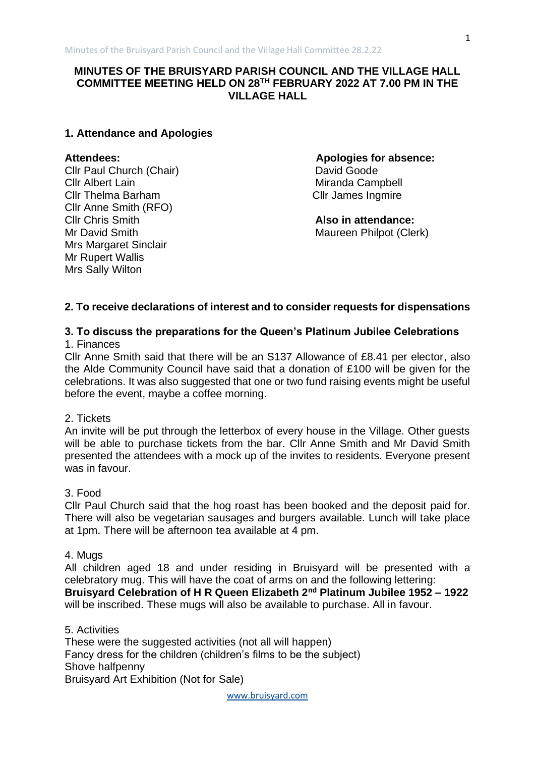# MINUTES OF THE BRUISYARD PARISH COUNCIL AND THE VILLAGE HALL COMMITTEE MEETING HELD ON 28TH FEBRUARY 2022 AT 7.00 PM IN THE VILLAGE HALL

## 1. Attendance and Apologies

**Attendees:**
Cllr Paul Church (Chair)
Cllr Albert Lain
Cllr Thelma Barham
Cllr Anne Smith (RFO)
Cllr Chris Smith
Mr David Smith
Mrs Margaret Sinclair
Mr Rupert Wallis
Mrs Sally Wilton

**Apologies for absence:**
David Goode
Miranda Campbell
Cllr James Ingmire

**Also in attendance:**
Maureen Philpot (Clerk)

## 2. To receive declarations of interest and to consider requests for dispensations

## 3. To discuss the preparations for the Queen's Platinum Jubilee Celebrations

1. Finances

Cllr Anne Smith said that there will be an S137 Allowance of £8.41 per elector, also the Alde Community Council have said that a donation of £100 will be given for the celebrations. It was also suggested that one or two fund raising events might be useful before the event, maybe a coffee morning.

2. Tickets

An invite will be put through the letterbox of every house in the Village. Other guests will be able to purchase tickets from the bar. Cllr Anne Smith and Mr David Smith presented the attendees with a mock up of the invites to residents. Everyone present was in favour.

3. Food

Cllr Paul Church said that the hog roast has been booked and the deposit paid for. There will also be vegetarian sausages and burgers available. Lunch will take place at 1pm. There will be afternoon tea available at 4 pm.

4. Mugs

All children aged 18 and under residing in Bruisyard will be presented with a celebratory mug. This will have the coat of arms on and the following lettering:
**Bruisyard Celebration of H R Queen Elizabeth 2nd Platinum Jubilee 1952 – 1922** will be inscribed. These mugs will also be available to purchase. All in favour.

5. Activities

These were the suggested activities (not all will happen)
Fancy dress for the children (children's films to be the subject)
Shove halfpenny
Bruisyard Art Exhibition (Not for Sale)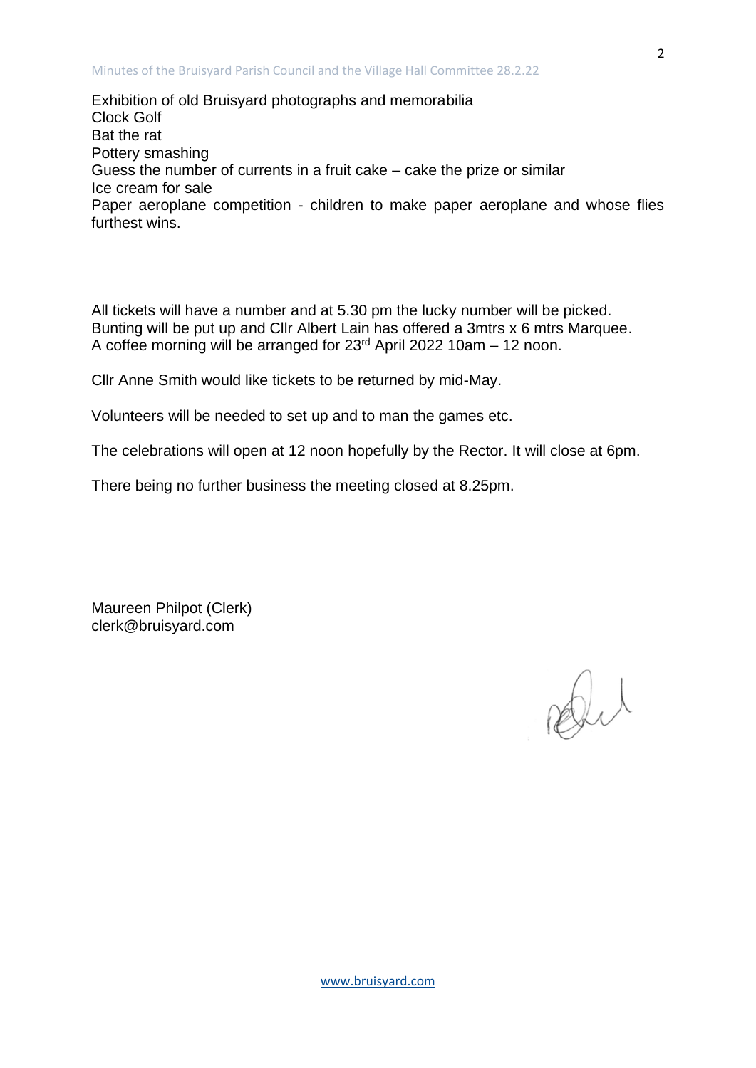Exhibition of old Bruisyard photographs and memorabilia
Clock Golf
Bat the rat
Pottery smashing
Guess the number of currents in a fruit cake – cake the prize or similar
Ice cream for sale
Paper aeroplane competition - children to make paper aeroplane and whose flies furthest wins.

All tickets will have a number and at 5.30 pm the lucky number will be picked.
Bunting will be put up and Cllr Albert Lain has offered a 3mtrs x 6 mtrs Marquee.
A coffee morning will be arranged for 23rd April 2022 10am – 12 noon.

Cllr Anne Smith would like tickets to be returned by mid-May.

Volunteers will be needed to set up and to man the games etc.

The celebrations will open at 12 noon hopefully by the Rector. It will close at 6pm.

There being no further business the meeting closed at 8.25pm.

Maureen Philpot (Clerk)
clerk@bruisyard.com